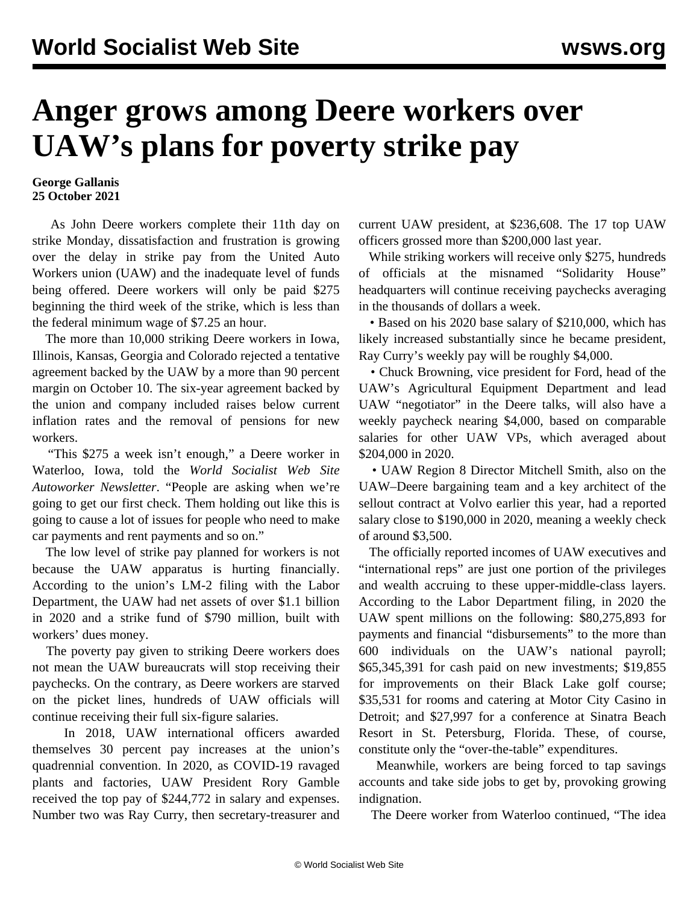# Anger grows among Deere workers over UAW's plans for poverty strike pay

**George Gallanis**
**25 October 2021**

As John Deere workers complete their 11th day on strike Monday, dissatisfaction and frustration is growing over the delay in strike pay from the United Auto Workers union (UAW) and the inadequate level of funds being offered. Deere workers will only be paid $275 beginning the third week of the strike, which is less than the federal minimum wage of $7.25 an hour.

The more than 10,000 striking Deere workers in Iowa, Illinois, Kansas, Georgia and Colorado rejected a tentative agreement backed by the UAW by a more than 90 percent margin on October 10. The six-year agreement backed by the union and company included raises below current inflation rates and the removal of pensions for new workers.

"This $275 a week isn't enough," a Deere worker in Waterloo, Iowa, told the *World Socialist Web Site Autoworker Newsletter*. "People are asking when we're going to get our first check. Them holding out like this is going to cause a lot of issues for people who need to make car payments and rent payments and so on."

The low level of strike pay planned for workers is not because the UAW apparatus is hurting financially. According to the union's LM-2 filing with the Labor Department, the UAW had net assets of over $1.1 billion in 2020 and a strike fund of $790 million, built with workers' dues money.

The poverty pay given to striking Deere workers does not mean the UAW bureaucrats will stop receiving their paychecks. On the contrary, as Deere workers are starved on the picket lines, hundreds of UAW officials will continue receiving their full six-figure salaries.

In 2018, UAW international officers awarded themselves 30 percent pay increases at the union's quadrennial convention. In 2020, as COVID-19 ravaged plants and factories, UAW President Rory Gamble received the top pay of $244,772 in salary and expenses. Number two was Ray Curry, then secretary-treasurer and current UAW president, at $236,608. The 17 top UAW officers grossed more than $200,000 last year.

While striking workers will receive only $275, hundreds of officials at the misnamed "Solidarity House" headquarters will continue receiving paychecks averaging in the thousands of dollars a week.

- Based on his 2020 base salary of $210,000, which has likely increased substantially since he became president, Ray Curry's weekly pay will be roughly $4,000.
- Chuck Browning, vice president for Ford, head of the UAW's Agricultural Equipment Department and lead UAW "negotiator" in the Deere talks, will also have a weekly paycheck nearing $4,000, based on comparable salaries for other UAW VPs, which averaged about $204,000 in 2020.
- UAW Region 8 Director Mitchell Smith, also on the UAW–Deere bargaining team and a key architect of the sellout contract at Volvo earlier this year, had a reported salary close to $190,000 in 2020, meaning a weekly check of around $3,500.

The officially reported incomes of UAW executives and "international reps" are just one portion of the privileges and wealth accruing to these upper-middle-class layers. According to the Labor Department filing, in 2020 the UAW spent millions on the following: $80,275,893 for payments and financial "disbursements" to the more than 600 individuals on the UAW's national payroll; $65,345,391 for cash paid on new investments; $19,855 for improvements on their Black Lake golf course; $35,531 for rooms and catering at Motor City Casino in Detroit; and $27,997 for a conference at Sinatra Beach Resort in St. Petersburg, Florida. These, of course, constitute only the "over-the-table" expenditures.

Meanwhile, workers are being forced to tap savings accounts and take side jobs to get by, provoking growing indignation.

The Deere worker from Waterloo continued, "The idea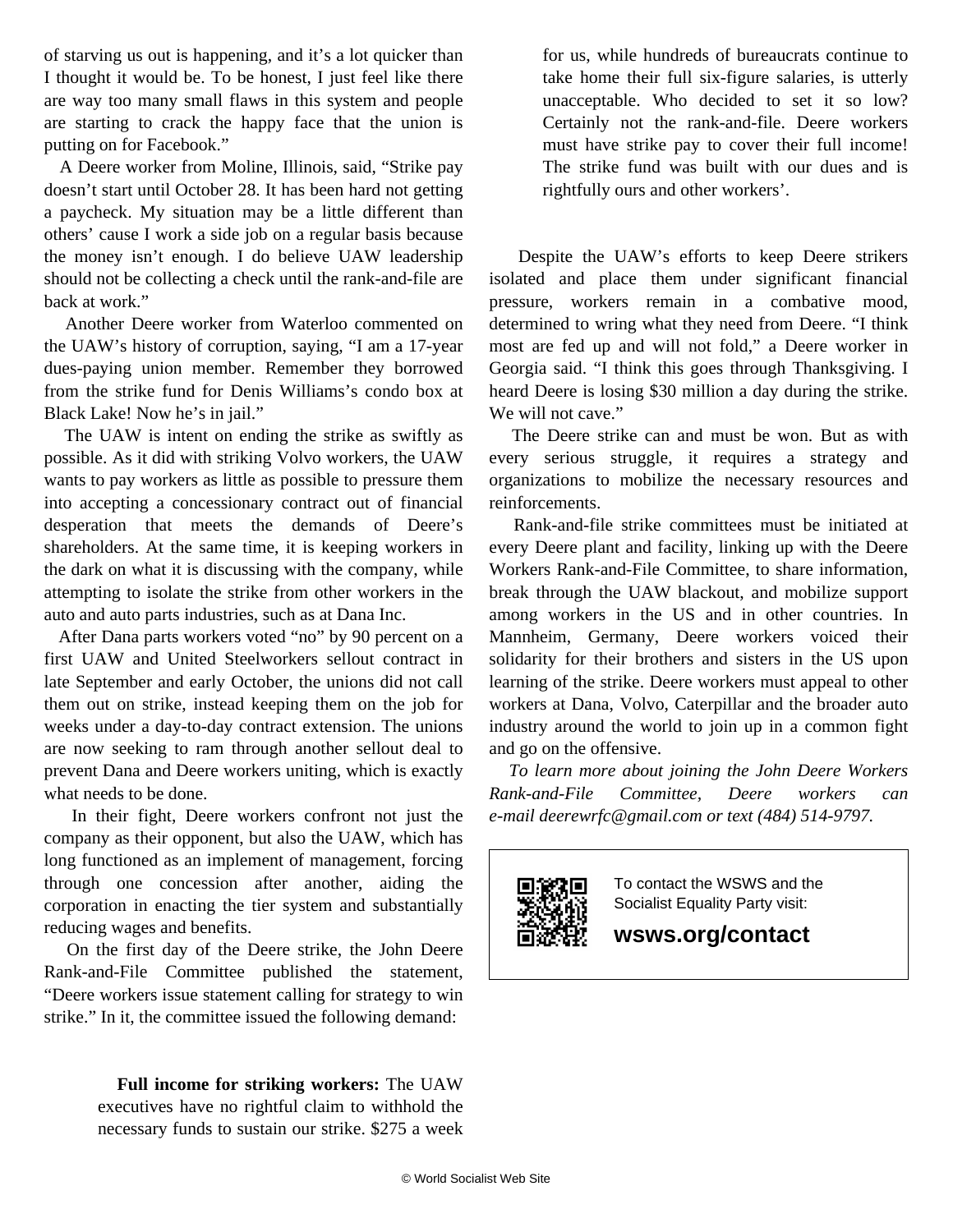of starving us out is happening, and it's a lot quicker than I thought it would be. To be honest, I just feel like there are way too many small flaws in this system and people are starting to crack the happy face that the union is putting on for Facebook."

A Deere worker from Moline, Illinois, said, "Strike pay doesn't start until October 28. It has been hard not getting a paycheck. My situation may be a little different than others' cause I work a side job on a regular basis because the money isn't enough. I do believe UAW leadership should not be collecting a check until the rank-and-file are back at work."

Another Deere worker from Waterloo commented on the UAW's history of corruption, saying, "I am a 17-year dues-paying union member. Remember they borrowed from the strike fund for Denis Williams's condo box at Black Lake! Now he's in jail."

The UAW is intent on ending the strike as swiftly as possible. As it did with striking Volvo workers, the UAW wants to pay workers as little as possible to pressure them into accepting a concessionary contract out of financial desperation that meets the demands of Deere's shareholders. At the same time, it is keeping workers in the dark on what it is discussing with the company, while attempting to isolate the strike from other workers in the auto and auto parts industries, such as at Dana Inc.

After Dana parts workers voted "no" by 90 percent on a first UAW and United Steelworkers sellout contract in late September and early October, the unions did not call them out on strike, instead keeping them on the job for weeks under a day-to-day contract extension. The unions are now seeking to ram through another sellout deal to prevent Dana and Deere workers uniting, which is exactly what needs to be done.

In their fight, Deere workers confront not just the company as their opponent, but also the UAW, which has long functioned as an implement of management, forcing through one concession after another, aiding the corporation in enacting the tier system and substantially reducing wages and benefits.

On the first day of the Deere strike, the John Deere Rank-and-File Committee published the statement, "Deere workers issue statement calling for strategy to win strike." In it, the committee issued the following demand:

> **Full income for striking workers:** The UAW executives have no rightful claim to withhold the necessary funds to sustain our strike. $275 a week for us, while hundreds of bureaucrats continue to take home their full six-figure salaries, is utterly unacceptable. Who decided to set it so low? Certainly not the rank-and-file. Deere workers must have strike pay to cover their full income! The strike fund was built with our dues and is rightfully ours and other workers'.

Despite the UAW's efforts to keep Deere strikers isolated and place them under significant financial pressure, workers remain in a combative mood, determined to wring what they need from Deere. "I think most are fed up and will not fold," a Deere worker in Georgia said. "I think this goes through Thanksgiving. I heard Deere is losing $30 million a day during the strike. We will not cave."

The Deere strike can and must be won. But as with every serious struggle, it requires a strategy and organizations to mobilize the necessary resources and reinforcements.

Rank-and-file strike committees must be initiated at every Deere plant and facility, linking up with the Deere Workers Rank-and-File Committee, to share information, break through the UAW blackout, and mobilize support among workers in the US and in other countries. In Mannheim, Germany, Deere workers voiced their solidarity for their brothers and sisters in the US upon learning of the strike. Deere workers must appeal to other workers at Dana, Volvo, Caterpillar and the broader auto industry around the world to join up in a common fight and go on the offensive.

*To learn more about joining the John Deere Workers Rank-and-File Committee, Deere workers can e-mail deerewrfc@gmail.com or text (484) 514-9797.*

To contact the WSWS and the Socialist Equality Party visit:

**wsws.org/contact**